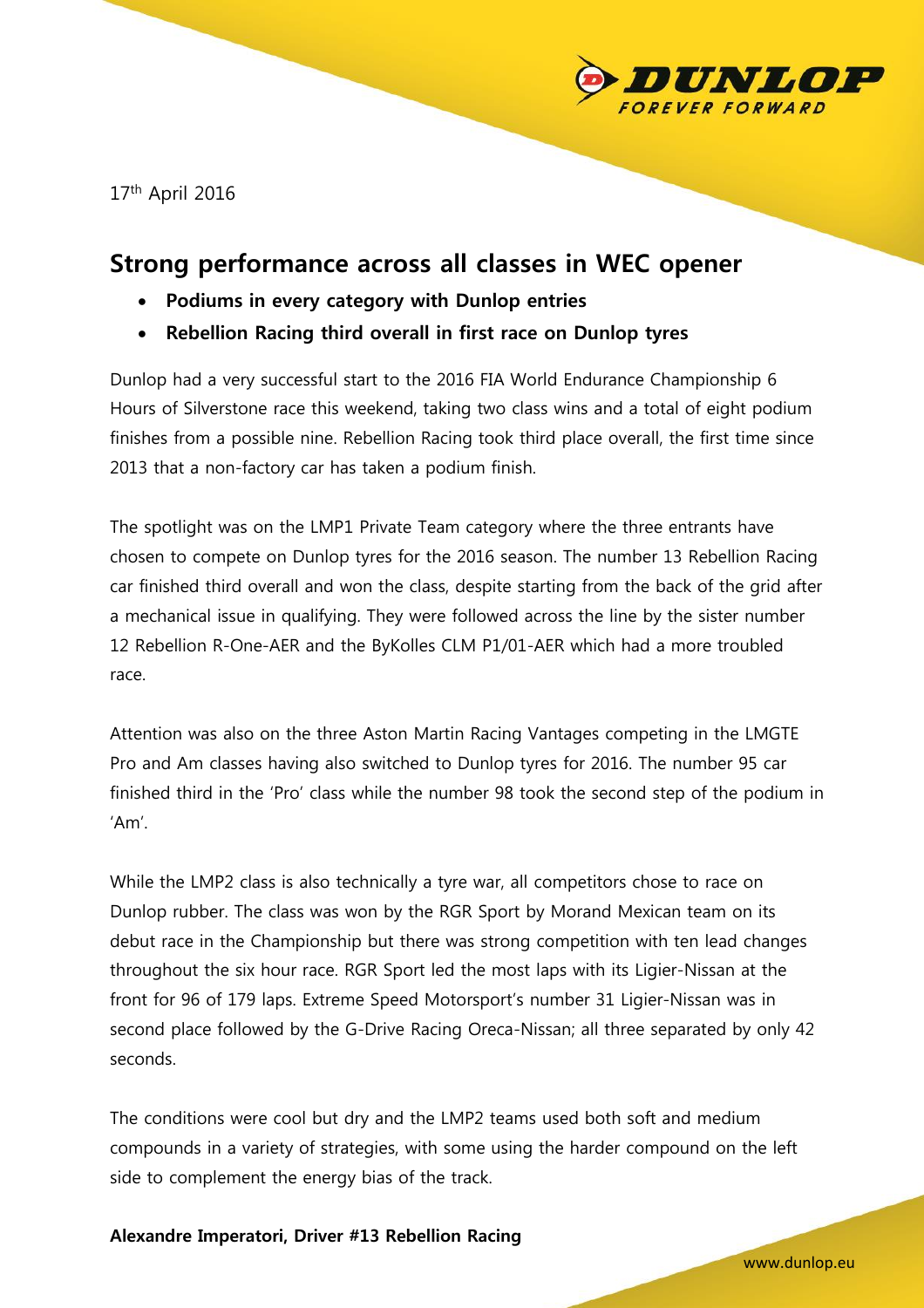17th April 2016

## Strong performance across all classes in WEC opener

- **Podiums in every category with Dunlop entries**
- **Rebellion Racing third overall in first race on Dunlop tyres**

Dunlop had a very successful start to the 2016 FIA World Endurance Championship 6 Hours of Silverstone race this weekend, taking two class wins and a total of eight podium finishes from a possible nine. Rebellion Racing took third place overall, the first time since 2013 that a non-factory car has taken a podium finish.

The spotlight was on the LMP1 Private Team category where the three entrants have chosen to compete on Dunlop tyres for the 2016 season. The number 13 Rebellion Racing car finished third overall and won the class, despite starting from the back of the grid after a mechanical issue in qualifying. They were followed across the line by the sister number 12 Rebellion R-One-AER and the ByKolles CLM P1/01-AER which had a more troubled race.

Attention was also on the three Aston Martin Racing Vantages competing in the LMGTE Pro and Am classes having also switched to Dunlop tyres for 2016. The number 95 car finished third in the 'Pro' class while the number 98 took the second step of the podium in 'Am'.

While the LMP2 class is also technically a tyre war, all competitors chose to race on Dunlop rubber. The class was won by the RGR Sport by Morand Mexican team on its debut race in the Championship but there was strong competition with ten lead changes throughout the six hour race. RGR Sport led the most laps with its Ligier-Nissan at the front for 96 of 179 laps. Extreme Speed Motorsport's number 31 Ligier-Nissan was in second place followed by the G-Drive Racing Oreca-Nissan; all three separated by only 42 seconds.

The conditions were cool but dry and the LMP2 teams used both soft and medium compounds in a variety of strategies, with some using the harder compound on the left side to complement the energy bias of the track.

**Alexandre Imperatori, Driver #13 Rebellion Racing**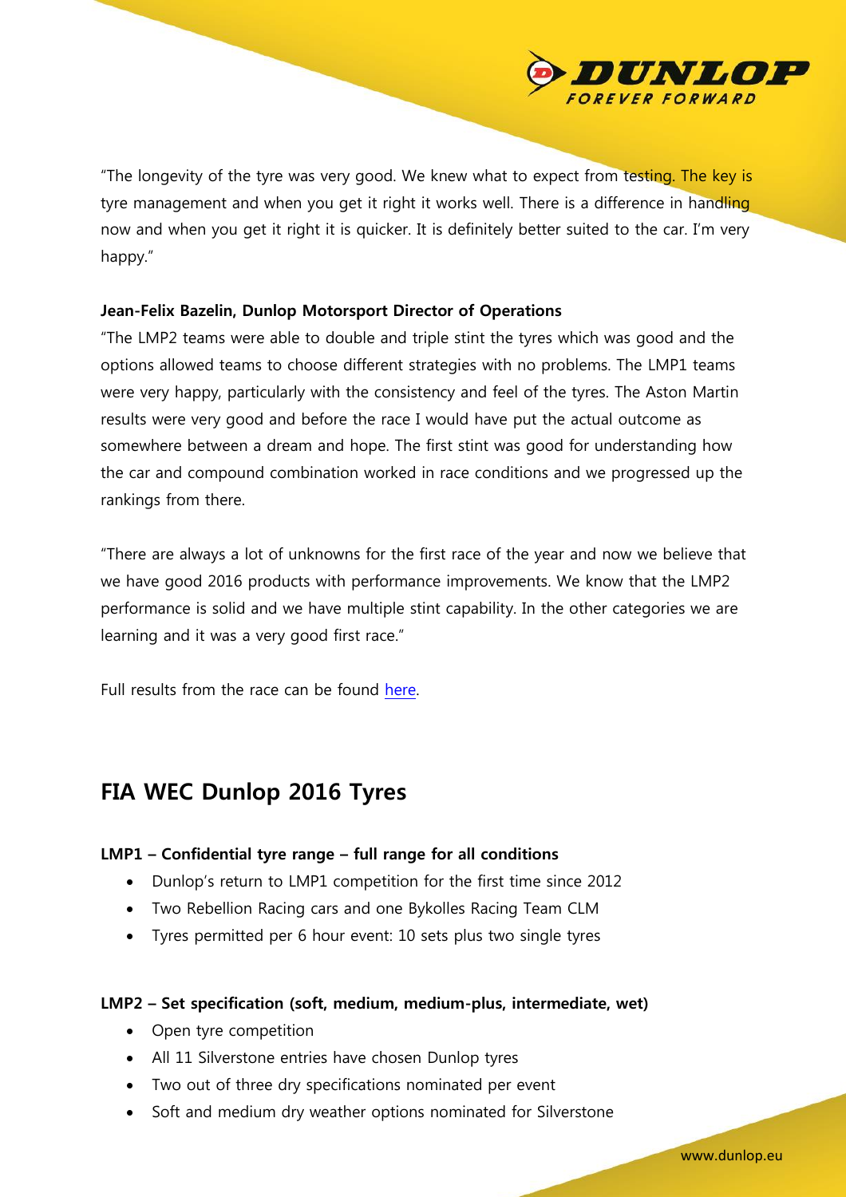"The longevity of the tyre was very good. We knew what to expect from testing. The key is tyre management and when you get it right it works well. There is a difference in handling now and when you get it right it is quicker. It is definitely better suited to the car. I'm very happy."

**Jean-Felix Bazelin, Dunlop Motorsport Director of Operations**

"The LMP2 teams were able to double and triple stint the tyres which was good and the options allowed teams to choose different strategies with no problems. The LMP1 teams were very happy, particularly with the consistency and feel of the tyres. The Aston Martin results were very good and before the race I would have put the actual outcome as somewhere between a dream and hope. The first stint was good for understanding how the car and compound combination worked in race conditions and we progressed up the rankings from there.

"There are always a lot of unknowns for the first race of the year and now we believe that we have good 2016 products with performance improvements. We know that the LMP2 performance is solid and we have multiple stint capability. In the other categories we are learning and it was a very good first race."

Full results from the race can be found here.

## FIA WEC Dunlop 2016 Tyres

**LMP1 – Confidential tyre range – full range for all conditions**

- Dunlop's return to LMP1 competition for the first time since 2012
- Two Rebellion Racing cars and one Bykolles Racing Team CLM
- Tyres permitted per 6 hour event: 10 sets plus two single tyres

**LMP2 – Set specification (soft, medium, medium-plus, intermediate, wet)**

- Open tyre competition
- All 11 Silverstone entries have chosen Dunlop tyres
- Two out of three dry specifications nominated per event
- Soft and medium dry weather options nominated for Silverstone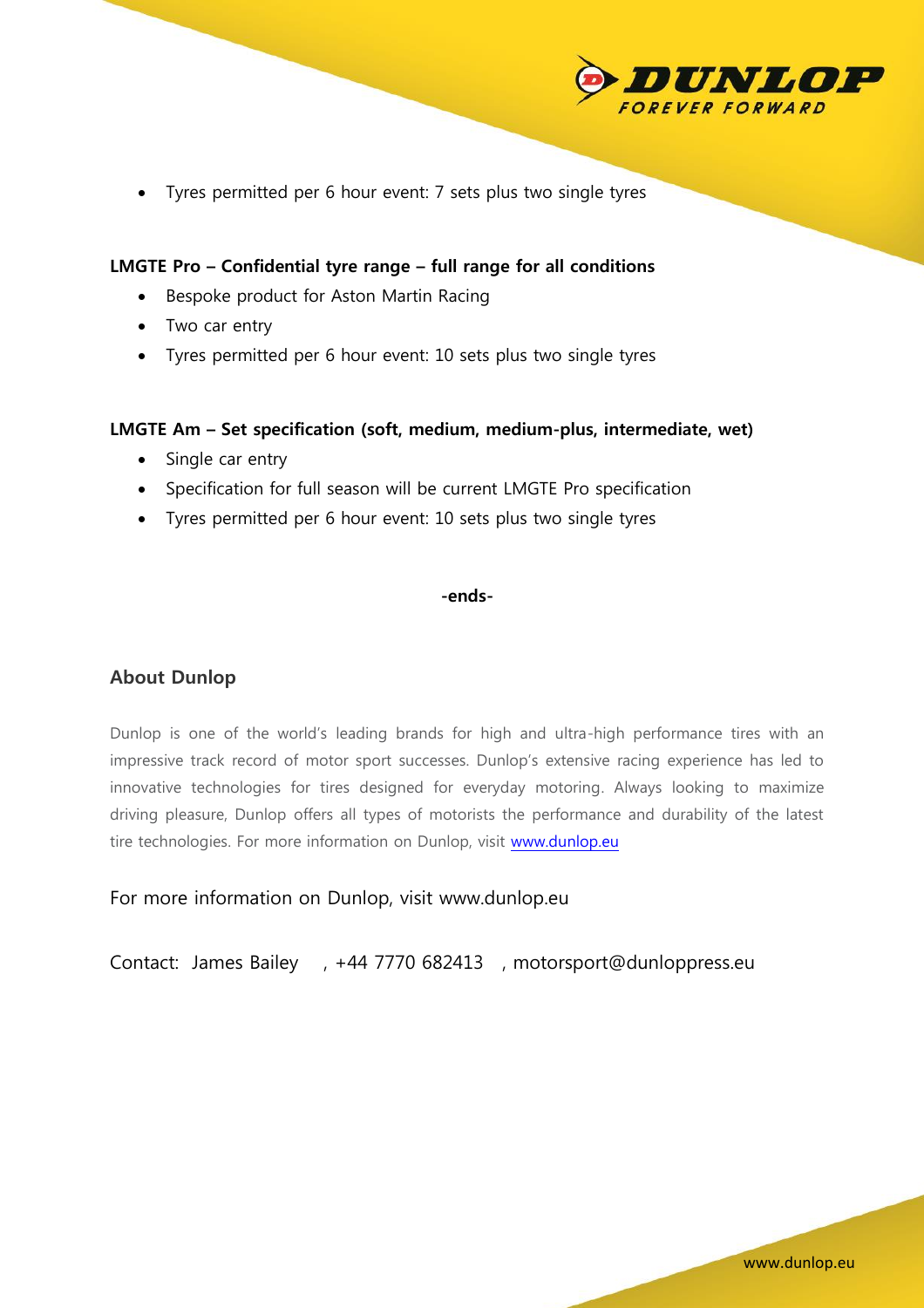- Tyres permitted per 6 hour event: 7 sets plus two single tyres

**LMGTE Pro – Confidential tyre range – full range for all conditions**

- Bespoke product for Aston Martin Racing
- Two car entry
- Tyres permitted per 6 hour event: 10 sets plus two single tyres

**LMGTE Am – Set specification (soft, medium, medium-plus, intermediate, wet)**

- Single car entry
- Specification for full season will be current LMGTE Pro specification
- Tyres permitted per 6 hour event: 10 sets plus two single tyres

**-ends-**

## About Dunlop

Dunlop is one of the world's leading brands for high and ultra-high performance tires with an impressive track record of motor sport successes. Dunlop's extensive racing experience has led to innovative technologies for tires designed for everyday motoring. Always looking to maximize driving pleasure, Dunlop offers all types of motorists the performance and durability of the latest tire technologies. For more information on Dunlop, visit www.dunlop.eu

For more information on Dunlop, visit www.dunlop.eu

Contact: James Bailey , +44 7770 682413 , motorsport@dunloppress.eu